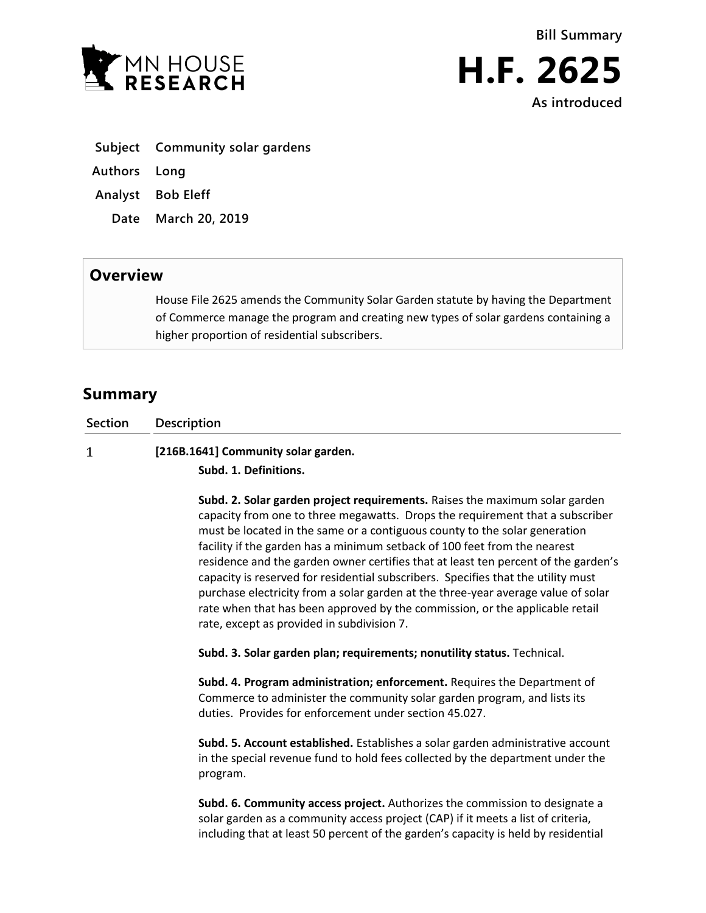MN HOUSE RESEARCH

**Bill Summary**

# H.F. 2625

**As introduced**

| | |
|---|---|
| **Subject** | **Community solar gardens** |
| **Authors** | **Long** |
| **Analyst** | **Bob Eleff** |
| **Date** | **March 20, 2019** |

## Overview

House File 2625 amends the Community Solar Garden statute by having the Department of Commerce manage the program and creating new types of solar gardens containing a higher proportion of residential subscribers.

## Summary

**Section** | **Description**

1 **[216B.1641] Community solar garden.**

**Subd. 1. Definitions.**

**Subd. 2. Solar garden project requirements.** Raises the maximum solar garden capacity from one to three megawatts. Drops the requirement that a subscriber must be located in the same or a contiguous county to the solar generation facility if the garden has a minimum setback of 100 feet from the nearest residence and the garden owner certifies that at least ten percent of the garden's capacity is reserved for residential subscribers. Specifies that the utility must purchase electricity from a solar garden at the three-year average value of solar rate when that has been approved by the commission, or the applicable retail rate, except as provided in subdivision 7.

**Subd. 3. Solar garden plan; requirements; nonutility status.** Technical.

**Subd. 4. Program administration; enforcement.** Requires the Department of Commerce to administer the community solar garden program, and lists its duties. Provides for enforcement under section 45.027.

**Subd. 5. Account established.** Establishes a solar garden administrative account in the special revenue fund to hold fees collected by the department under the program.

**Subd. 6. Community access project.** Authorizes the commission to designate a solar garden as a community access project (CAP) if it meets a list of criteria, including that at least 50 percent of the garden's capacity is held by residential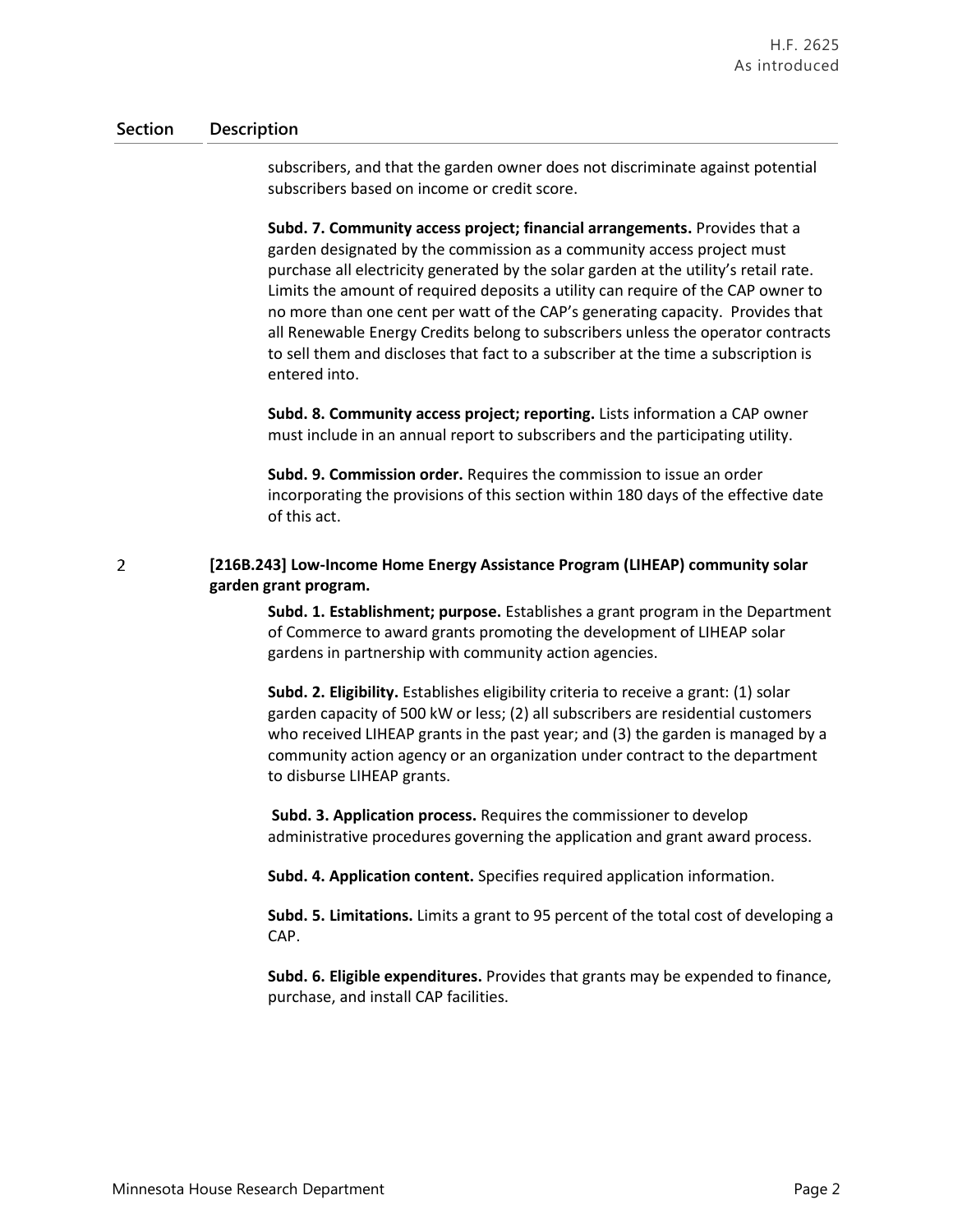| Section | Description |
|---|---|
| | subscribers, and that the garden owner does not discriminate against potential subscribers based on income or credit score.<br><br>**Subd. 7. Community access project; financial arrangements.** Provides that a garden designated by the commission as a community access project must purchase all electricity generated by the solar garden at the utility's retail rate. Limits the amount of required deposits a utility can require of the CAP owner to no more than one cent per watt of the CAP's generating capacity. Provides that all Renewable Energy Credits belong to subscribers unless the operator contracts to sell them and discloses that fact to a subscriber at the time a subscription is entered into.<br><br>**Subd. 8. Community access project; reporting.** Lists information a CAP owner must include in an annual report to subscribers and the participating utility.<br><br>**Subd. 9. Commission order.** Requires the commission to issue an order incorporating the provisions of this section within 180 days of the effective date of this act. |
| 2 | **[216B.243] Low-Income Home Energy Assistance Program (LIHEAP) community solar garden grant program.**<br><br>**Subd. 1. Establishment; purpose.** Establishes a grant program in the Department of Commerce to award grants promoting the development of LIHEAP solar gardens in partnership with community action agencies.<br><br>**Subd. 2. Eligibility.** Establishes eligibility criteria to receive a grant: (1) solar garden capacity of 500 kW or less; (2) all subscribers are residential customers who received LIHEAP grants in the past year; and (3) the garden is managed by a community action agency or an organization under contract to the department to disburse LIHEAP grants.<br><br>**Subd. 3. Application process.** Requires the commissioner to develop administrative procedures governing the application and grant award process.<br><br>**Subd. 4. Application content.** Specifies required application information.<br><br>**Subd. 5. Limitations.** Limits a grant to 95 percent of the total cost of developing a CAP.<br><br>**Subd. 6. Eligible expenditures.** Provides that grants may be expended to finance, purchase, and install CAP facilities. |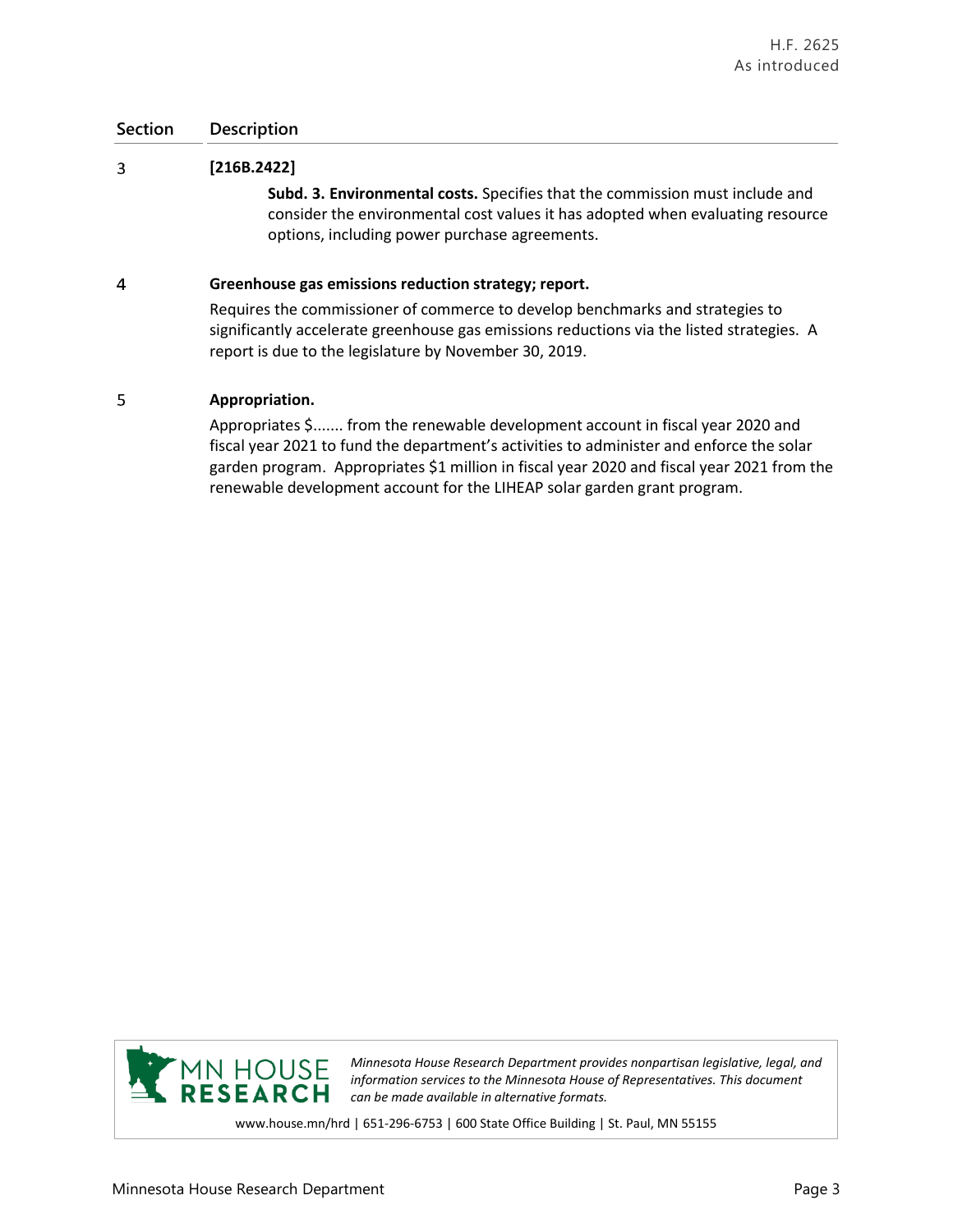| Section | Description |
|---|---|
| 3 | **[216B.2422]**<br><br>**Subd. 3. Environmental costs.** Specifies that the commission must include and consider the environmental cost values it has adopted when evaluating resource options, including power purchase agreements. |
| 4 | **Greenhouse gas emissions reduction strategy; report.**<br><br>Requires the commissioner of commerce to develop benchmarks and strategies to significantly accelerate greenhouse gas emissions reductions via the listed strategies. A report is due to the legislature by November 30, 2019. |
| 5 | **Appropriation.**<br><br>Appropriates $....... from the renewable development account in fiscal year 2020 and fiscal year 2021 to fund the department's activities to administer and enforce the solar garden program. Appropriates $1 million in fiscal year 2020 and fiscal year 2021 from the renewable development account for the LIHEAP solar garden grant program. |

MN HOUSE RESEARCH

*Minnesota House Research Department provides nonpartisan legislative, legal, and information services to the Minnesota House of Representatives. This document can be made available in alternative formats.*

www.house.mn/hrd | 651-296-6753 | 600 State Office Building | St. Paul, MN 55155